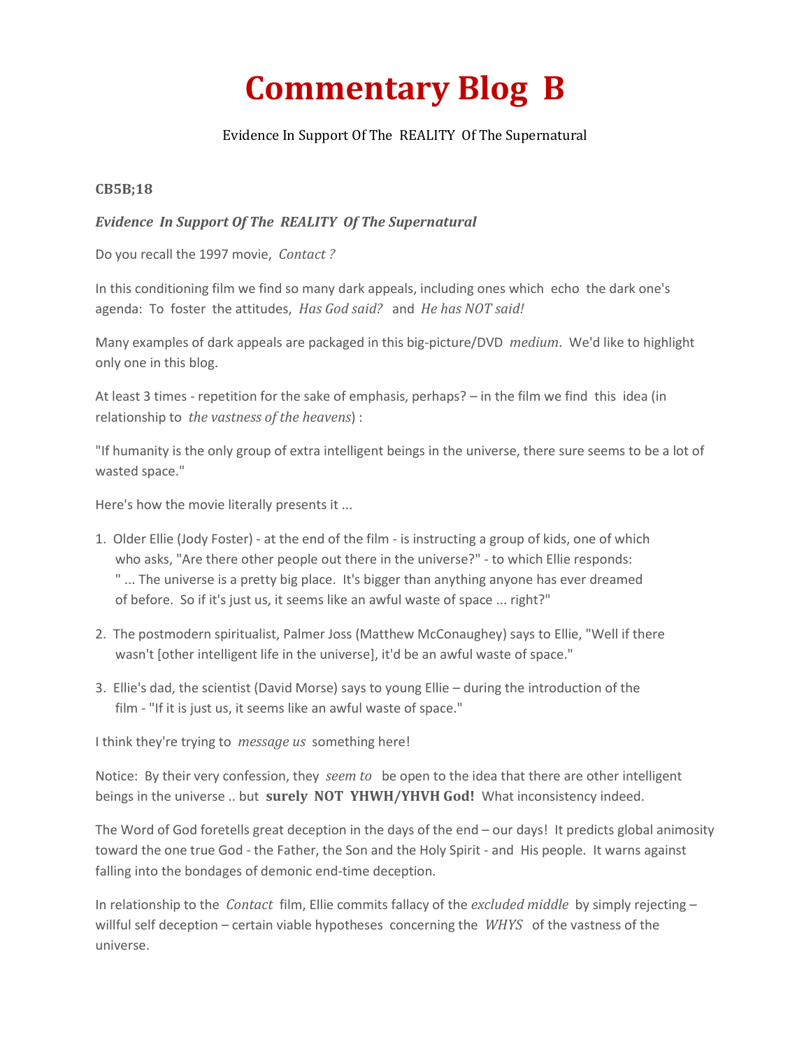# Commentary Blog B

Evidence In Support Of The REALITY Of The Supernatural

**CB5B;18**

***Evidence In Support Of The REALITY Of The Supernatural***

Do you recall the 1997 movie, *Contact ?*

In this conditioning film we find so many dark appeals, including ones which echo the dark one's agenda: To foster the attitudes, *Has God said?* and *He has NOT said!*

Many examples of dark appeals are packaged in this big-picture/DVD *medium*. We'd like to highlight only one in this blog.

At least 3 times - repetition for the sake of emphasis, perhaps? – in the film we find this idea (in relationship to *the vastness of the heavens*) :

"If humanity is the only group of extra intelligent beings in the universe, there sure seems to be a lot of wasted space."

Here's how the movie literally presents it ...

1. Older Ellie (Jody Foster) - at the end of the film - is instructing a group of kids, one of which who asks, "Are there other people out there in the universe?" - to which Ellie responds: " ... The universe is a pretty big place. It's bigger than anything anyone has ever dreamed of before. So if it's just us, it seems like an awful waste of space ... right?"

2. The postmodern spiritualist, Palmer Joss (Matthew McConaughey) says to Ellie, "Well if there wasn't [other intelligent life in the universe], it'd be an awful waste of space."

3. Ellie's dad, the scientist (David Morse) says to young Ellie – during the introduction of the film - "If it is just us, it seems like an awful waste of space."

I think they're trying to *message us* something here!

Notice: By their very confession, they *seem to* be open to the idea that there are other intelligent beings in the universe .. but **surely NOT YHWH/YHVH God!** What inconsistency indeed.

The Word of God foretells great deception in the days of the end – our days! It predicts global animosity toward the one true God - the Father, the Son and the Holy Spirit - and His people. It warns against falling into the bondages of demonic end-time deception.

In relationship to the *Contact* film, Ellie commits fallacy of the *excluded middle* by simply rejecting – willful self deception – certain viable hypotheses concerning the *WHYS* of the vastness of the universe.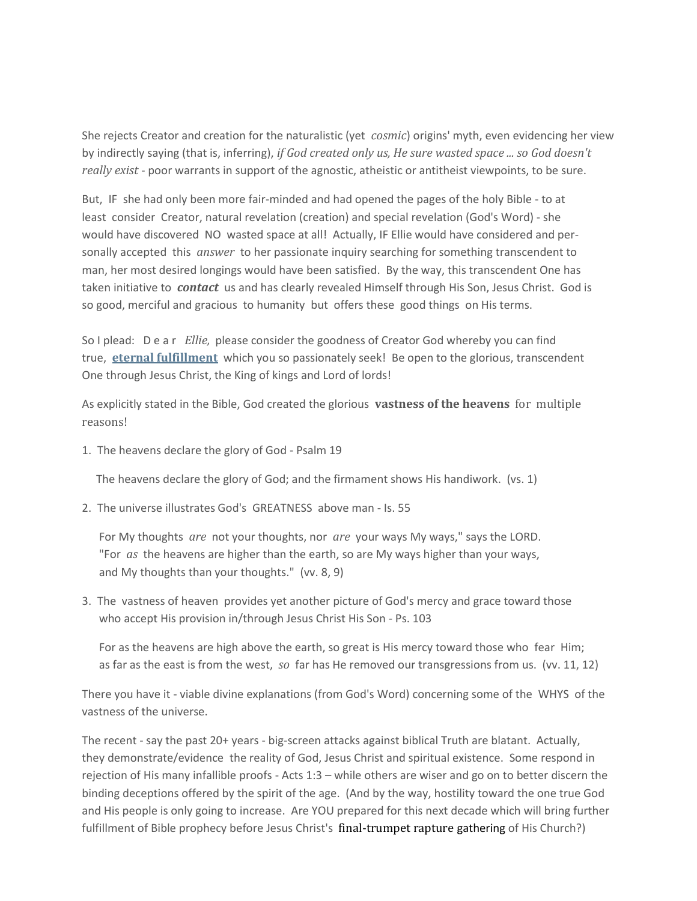She rejects Creator and creation for the naturalistic (yet *cosmic*) origins' myth, even evidencing her view by indirectly saying (that is, inferring), *if God created only us, He sure wasted space ... so God doesn't really exist* - poor warrants in support of the agnostic, atheistic or antitheist viewpoints, to be sure.

But, IF she had only been more fair-minded and had opened the pages of the holy Bible - to at least consider Creator, natural revelation (creation) and special revelation (God's Word) - she would have discovered NO wasted space at all! Actually, IF Ellie would have considered and personally accepted this *answer* to her passionate inquiry searching for something transcendent to man, her most desired longings would have been satisfied. By the way, this transcendent One has taken initiative to ***contact*** us and has clearly revealed Himself through His Son, Jesus Christ. God is so good, merciful and gracious to humanity but offers these good things on His terms.

So I plead: D e a r *Ellie,* please consider the goodness of Creator God whereby you can find true, **eternal fulfillment** which you so passionately seek! Be open to the glorious, transcendent One through Jesus Christ, the King of kings and Lord of lords!

As explicitly stated in the Bible, God created the glorious **vastness of the heavens** for multiple reasons!

1. The heavens declare the glory of God - Psalm 19

   The heavens declare the glory of God; and the firmament shows His handiwork. (vs. 1)

2. The universe illustrates God's GREATNESS above man - Is. 55

   For My thoughts *are* not your thoughts, nor *are* your ways My ways," says the LORD. "For *as* the heavens are higher than the earth, so are My ways higher than your ways, and My thoughts than your thoughts." (vv. 8, 9)

3. The vastness of heaven provides yet another picture of God's mercy and grace toward those who accept His provision in/through Jesus Christ His Son - Ps. 103

   For as the heavens are high above the earth, so great is His mercy toward those who fear Him; as far as the east is from the west, *so* far has He removed our transgressions from us. (vv. 11, 12)

There you have it - viable divine explanations (from God's Word) concerning some of the WHYS of the vastness of the universe.

The recent - say the past 20+ years - big-screen attacks against biblical Truth are blatant. Actually, they demonstrate/evidence the reality of God, Jesus Christ and spiritual existence. Some respond in rejection of His many infallible proofs - Acts 1:3 – while others are wiser and go on to better discern the binding deceptions offered by the spirit of the age. (And by the way, hostility toward the one true God and His people is only going to increase. Are YOU prepared for this next decade which will bring further fulfillment of Bible prophecy before Jesus Christ's final-trumpet rapture gathering of His Church?)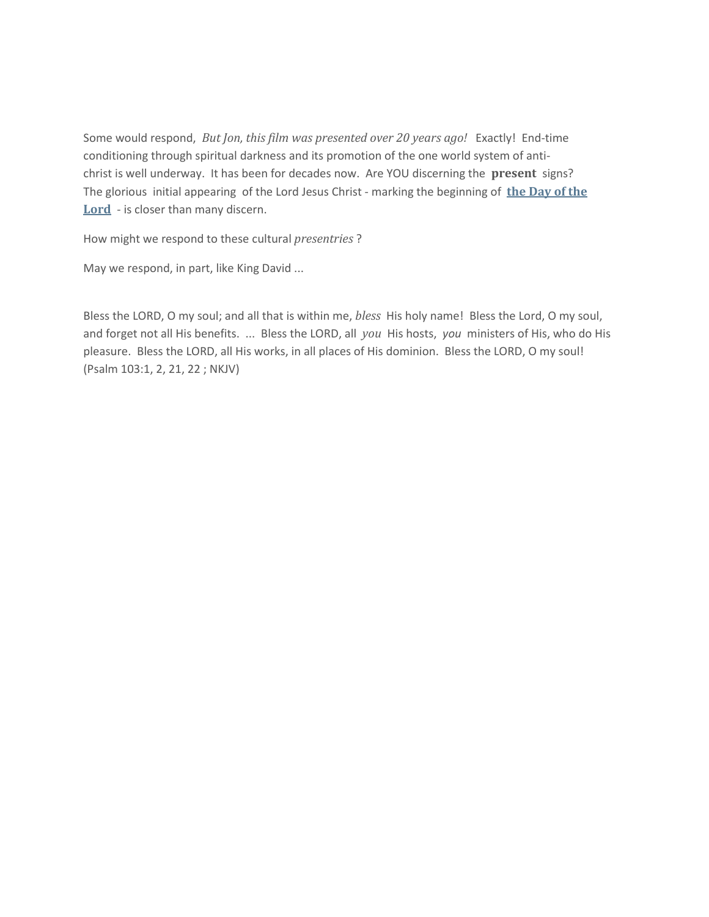Some would respond, *But Jon, this film was presented over 20 years ago!* Exactly! End-time conditioning through spiritual darkness and its promotion of the one world system of anti-christ is well underway. It has been for decades now. Are YOU discerning the **present** signs? The glorious initial appearing of the Lord Jesus Christ - marking the beginning of **the Day of the Lord** - is closer than many discern.

How might we respond to these cultural *presentries* ?

May we respond, in part, like King David ...

Bless the LORD, O my soul; and all that is within me, *bless* His holy name! Bless the Lord, O my soul, and forget not all His benefits. ... Bless the LORD, all *you* His hosts, *you* ministers of His, who do His pleasure. Bless the LORD, all His works, in all places of His dominion. Bless the LORD, O my soul! (Psalm 103:1, 2, 21, 22 ; NKJV)